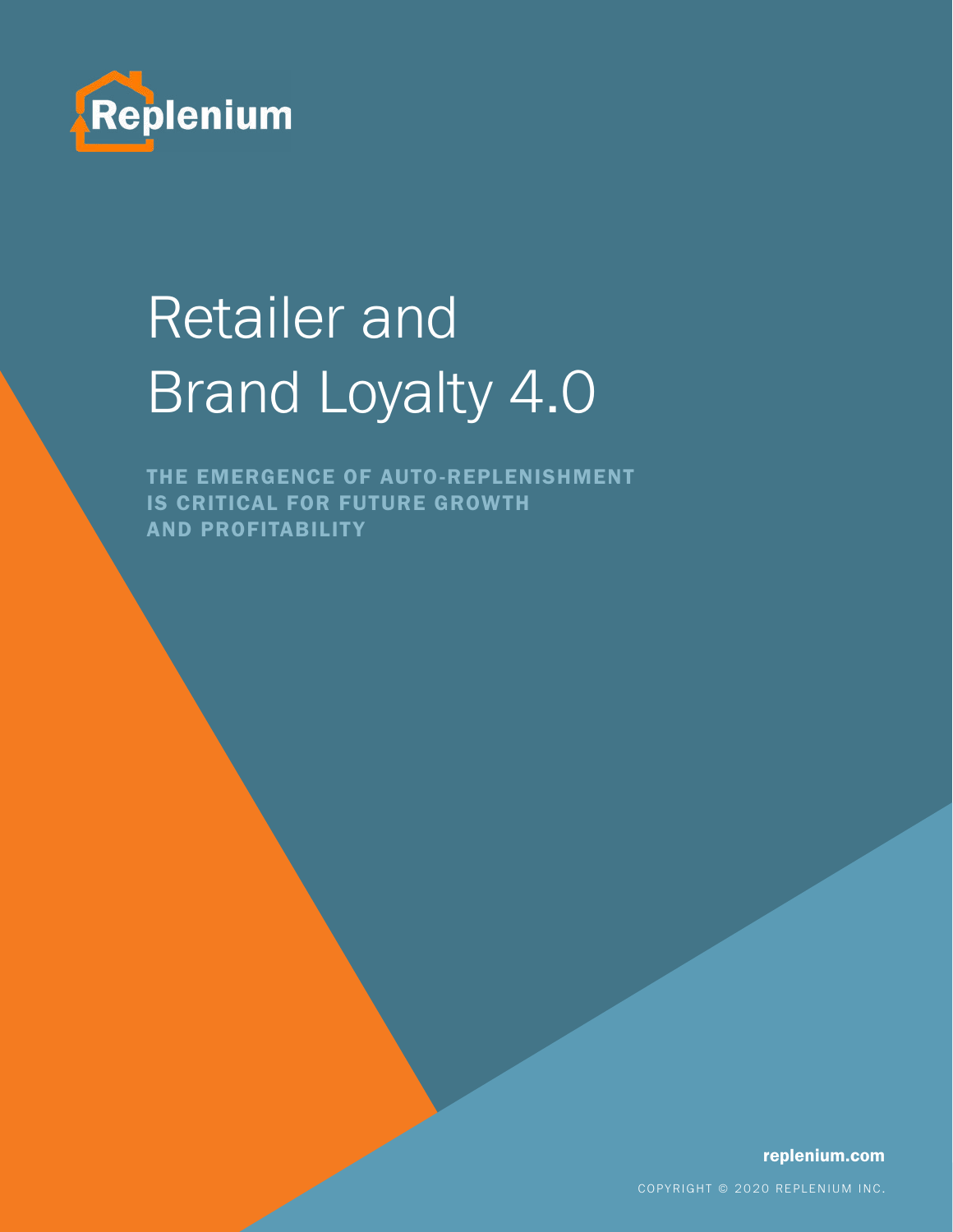Replenium

# Retailer and Brand Loyalty 4.0

**THE EMERGENCE OF AUTO-REPLENISHMENT IS CRITICAL FOR FUTURE GROWTH AND PROFITABILITY**

replenium.com

COPYRIGHT © 2020 REPLENIUM INC.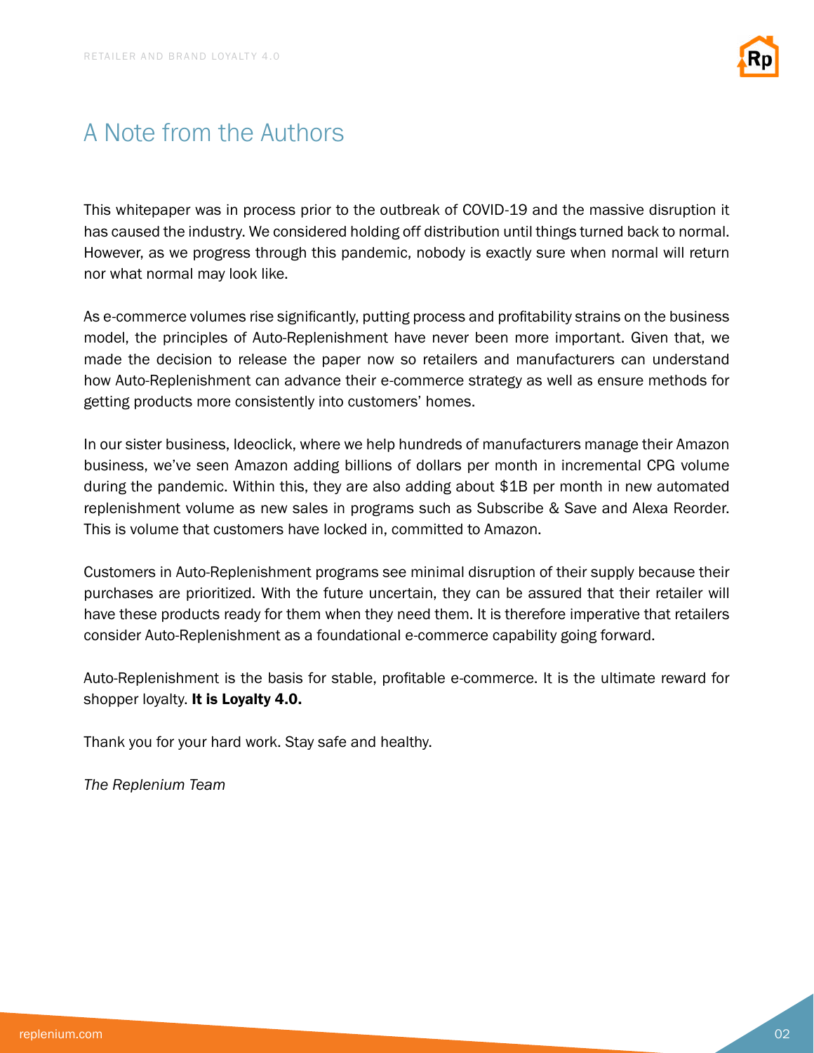# A Note from the Authors

This whitepaper was in process prior to the outbreak of COVID-19 and the massive disruption it has caused the industry. We considered holding off distribution until things turned back to normal. However, as we progress through this pandemic, nobody is exactly sure when normal will return nor what normal may look like.

As e-commerce volumes rise significantly, putting process and profitability strains on the business model, the principles of Auto-Replenishment have never been more important. Given that, we made the decision to release the paper now so retailers and manufacturers can understand how Auto-Replenishment can advance their e-commerce strategy as well as ensure methods for getting products more consistently into customers' homes.

In our sister business, Ideoclick, where we help hundreds of manufacturers manage their Amazon business, we've seen Amazon adding billions of dollars per month in incremental CPG volume during the pandemic. Within this, they are also adding about $1B per month in new automated replenishment volume as new sales in programs such as Subscribe & Save and Alexa Reorder. This is volume that customers have locked in, committed to Amazon.

Customers in Auto-Replenishment programs see minimal disruption of their supply because their purchases are prioritized. With the future uncertain, they can be assured that their retailer will have these products ready for them when they need them. It is therefore imperative that retailers consider Auto-Replenishment as a foundational e-commerce capability going forward.

Auto-Replenishment is the basis for stable, profitable e-commerce. It is the ultimate reward for shopper loyalty. **It is Loyalty 4.0.**

Thank you for your hard work. Stay safe and healthy.

*The Replenium Team*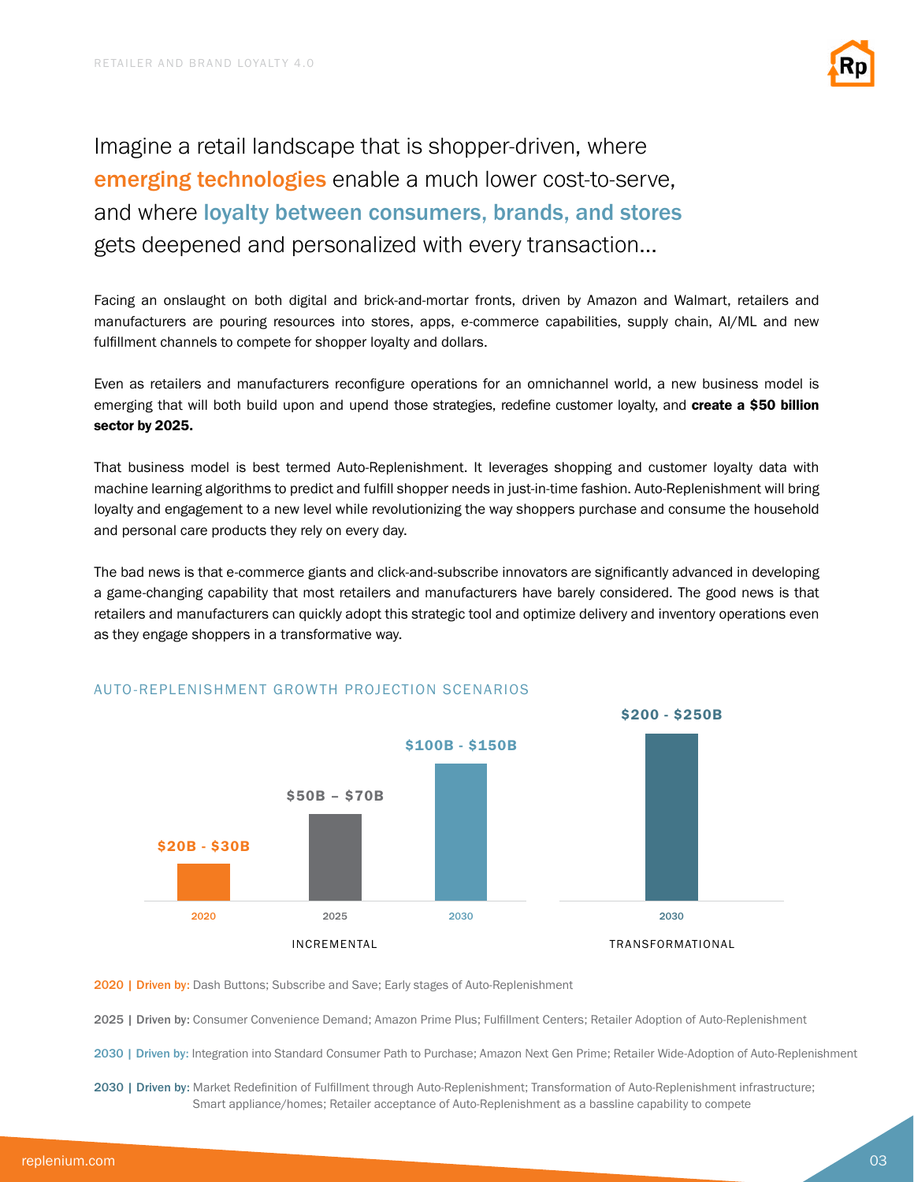Imagine a retail landscape that is shopper-driven, where **emerging technologies** enable a much lower cost-to-serve, and where **loyalty between consumers, brands, and stores** gets deepened and personalized with every transaction...

Facing an onslaught on both digital and brick-and-mortar fronts, driven by Amazon and Walmart, retailers and manufacturers are pouring resources into stores, apps, e-commerce capabilities, supply chain, AI/ML and new fulfillment channels to compete for shopper loyalty and dollars.

Even as retailers and manufacturers reconfigure operations for an omnichannel world, a new business model is emerging that will both build upon and upend those strategies, redefine customer loyalty, and **create a $50 billion sector by 2025.**

That business model is best termed Auto-Replenishment. It leverages shopping and customer loyalty data with machine learning algorithms to predict and fulfill shopper needs in just-in-time fashion. Auto-Replenishment will bring loyalty and engagement to a new level while revolutionizing the way shoppers purchase and consume the household and personal care products they rely on every day.

The bad news is that e-commerce giants and click-and-subscribe innovators are significantly advanced in developing a game-changing capability that most retailers and manufacturers have barely considered. The good news is that retailers and manufacturers can quickly adopt this strategic tool and optimize delivery and inventory operations even as they engage shoppers in a transformative way.

## AUTO-REPLENISHMENT GROWTH PROJECTION SCENARIOS

| Scenario | Year | Projection |
| --- | --- | --- |
| INCREMENTAL | 2020 | $20B - $30B |
| INCREMENTAL | 2025 | $50B – $70B |
| INCREMENTAL | 2030 | $100B - $150B |
| TRANSFORMATIONAL | 2030 | $200 - $250B |

**2020 | Driven by:** Dash Buttons; Subscribe and Save; Early stages of Auto-Replenishment

**2025 | Driven by:** Consumer Convenience Demand; Amazon Prime Plus; Fulfillment Centers; Retailer Adoption of Auto-Replenishment

**2030 | Driven by:** Integration into Standard Consumer Path to Purchase; Amazon Next Gen Prime; Retailer Wide-Adoption of Auto-Replenishment

**2030 | Driven by:** Market Redefinition of Fulfillment through Auto-Replenishment; Transformation of Auto-Replenishment infrastructure; Smart appliance/homes; Retailer acceptance of Auto-Replenishment as a bassline capability to compete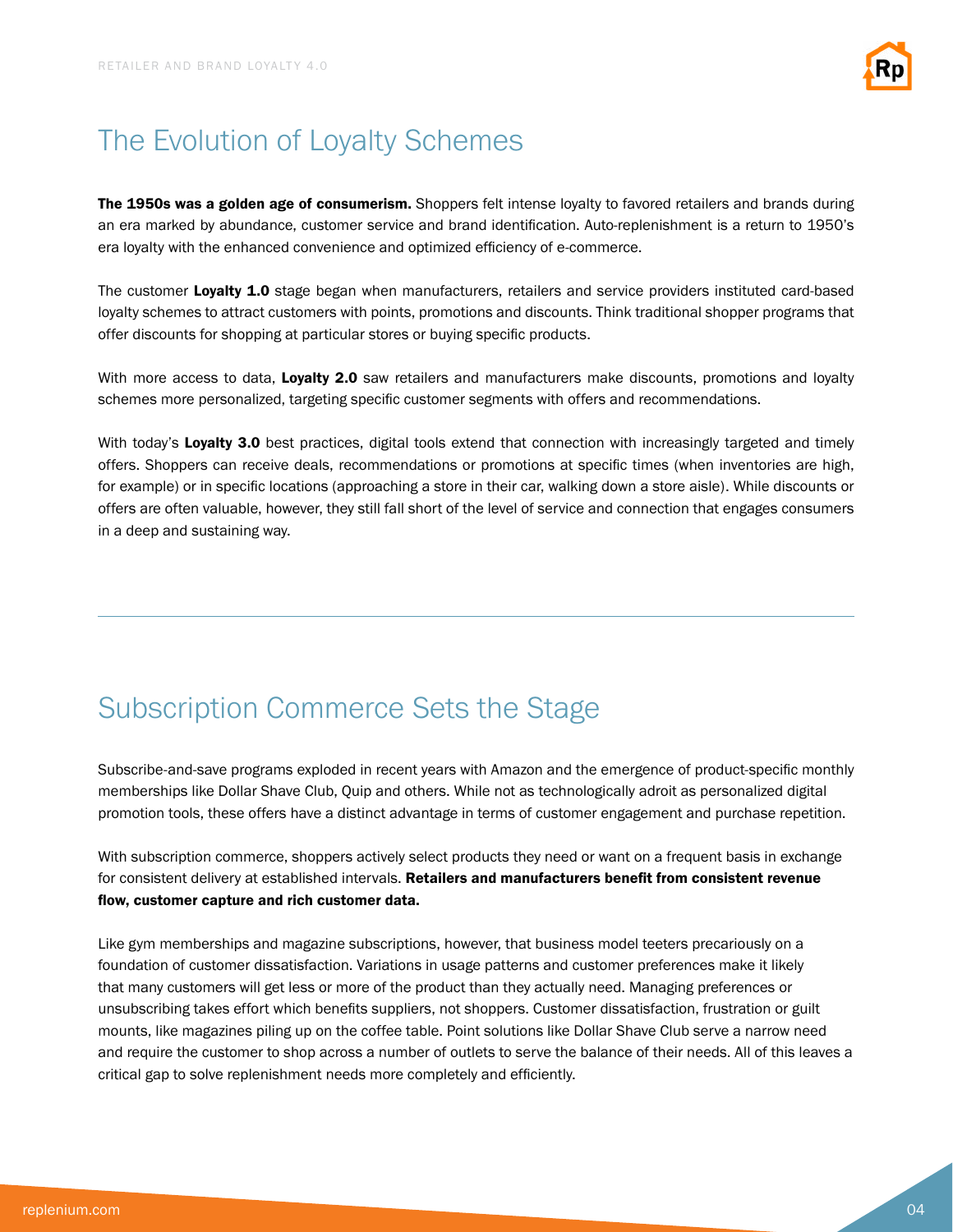## The Evolution of Loyalty Schemes

**The 1950s was a golden age of consumerism.** Shoppers felt intense loyalty to favored retailers and brands during an era marked by abundance, customer service and brand identification. Auto-replenishment is a return to 1950's era loyalty with the enhanced convenience and optimized efficiency of e-commerce.

The customer **Loyalty 1.0** stage began when manufacturers, retailers and service providers instituted card-based loyalty schemes to attract customers with points, promotions and discounts. Think traditional shopper programs that offer discounts for shopping at particular stores or buying specific products.

With more access to data, **Loyalty 2.0** saw retailers and manufacturers make discounts, promotions and loyalty schemes more personalized, targeting specific customer segments with offers and recommendations.

With today's **Loyalty 3.0** best practices, digital tools extend that connection with increasingly targeted and timely offers. Shoppers can receive deals, recommendations or promotions at specific times (when inventories are high, for example) or in specific locations (approaching a store in their car, walking down a store aisle). While discounts or offers are often valuable, however, they still fall short of the level of service and connection that engages consumers in a deep and sustaining way.

---

## Subscription Commerce Sets the Stage

Subscribe-and-save programs exploded in recent years with Amazon and the emergence of product-specific monthly memberships like Dollar Shave Club, Quip and others. While not as technologically adroit as personalized digital promotion tools, these offers have a distinct advantage in terms of customer engagement and purchase repetition.

With subscription commerce, shoppers actively select products they need or want on a frequent basis in exchange for consistent delivery at established intervals. **Retailers and manufacturers benefit from consistent revenue flow, customer capture and rich customer data.**

Like gym memberships and magazine subscriptions, however, that business model teeters precariously on a foundation of customer dissatisfaction. Variations in usage patterns and customer preferences make it likely that many customers will get less or more of the product than they actually need. Managing preferences or unsubscribing takes effort which benefits suppliers, not shoppers. Customer dissatisfaction, frustration or guilt mounts, like magazines piling up on the coffee table. Point solutions like Dollar Shave Club serve a narrow need and require the customer to shop across a number of outlets to serve the balance of their needs. All of this leaves a critical gap to solve replenishment needs more completely and efficiently.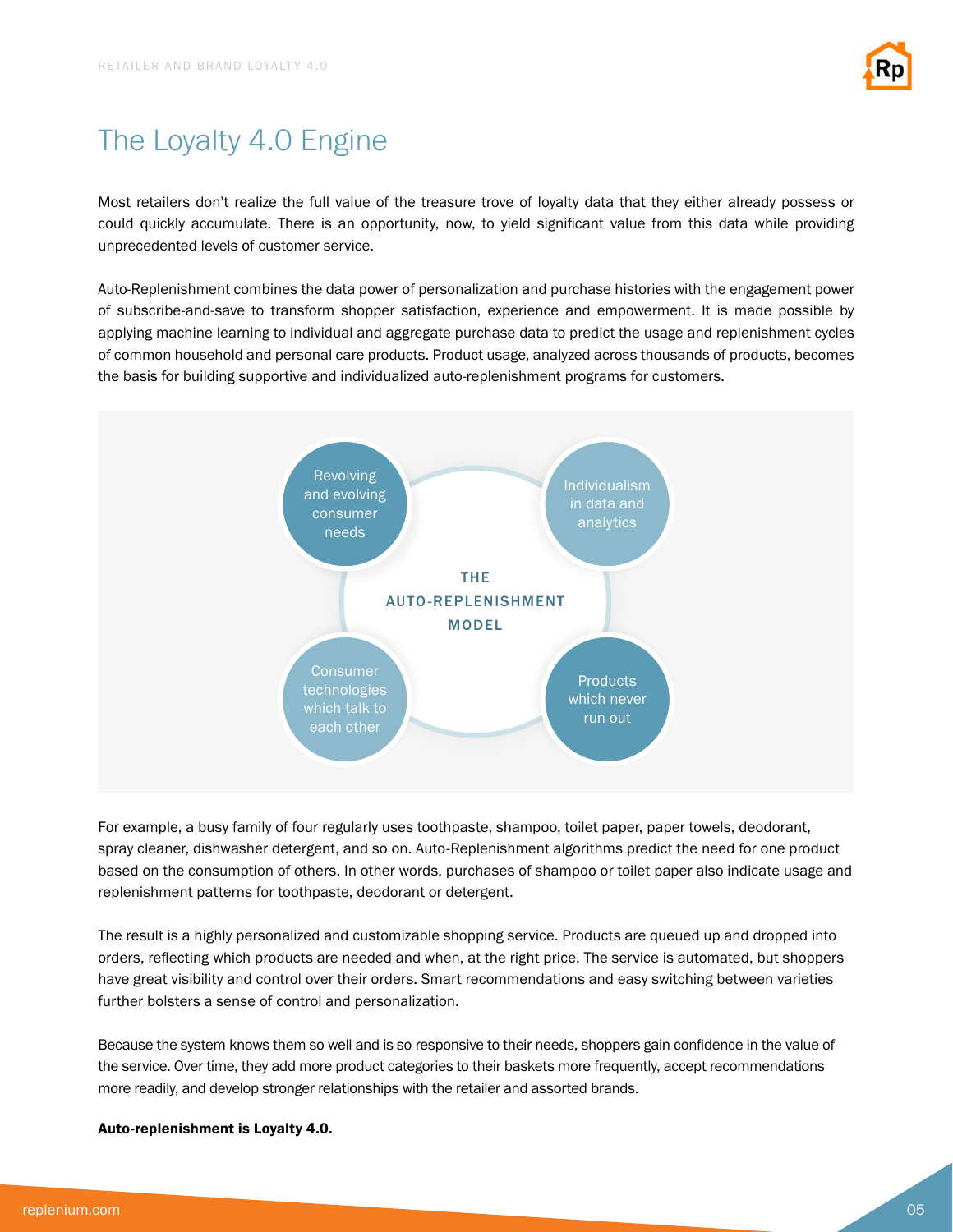# The Loyalty 4.0 Engine

Most retailers don't realize the full value of the treasure trove of loyalty data that they either already possess or could quickly accumulate. There is an opportunity, now, to yield significant value from this data while providing unprecedented levels of customer service.

Auto-Replenishment combines the data power of personalization and purchase histories with the engagement power of subscribe-and-save to transform shopper satisfaction, experience and empowerment. It is made possible by applying machine learning to individual and aggregate purchase data to predict the usage and replenishment cycles of common household and personal care products. Product usage, analyzed across thousands of products, becomes the basis for building supportive and individualized auto-replenishment programs for customers.

THE AUTO-REPLENISHMENT MODEL

- Revolving and evolving consumer needs
- Individualism in data and analytics
- Consumer technologies which talk to each other
- Products which never run out

For example, a busy family of four regularly uses toothpaste, shampoo, toilet paper, paper towels, deodorant, spray cleaner, dishwasher detergent, and so on. Auto-Replenishment algorithms predict the need for one product based on the consumption of others. In other words, purchases of shampoo or toilet paper also indicate usage and replenishment patterns for toothpaste, deodorant or detergent.

The result is a highly personalized and customizable shopping service. Products are queued up and dropped into orders, reflecting which products are needed and when, at the right price. The service is automated, but shoppers have great visibility and control over their orders. Smart recommendations and easy switching between varieties further bolsters a sense of control and personalization.

Because the system knows them so well and is so responsive to their needs, shoppers gain confidence in the value of the service. Over time, they add more product categories to their baskets more frequently, accept recommendations more readily, and develop stronger relationships with the retailer and assorted brands.

**Auto-replenishment is Loyalty 4.0.**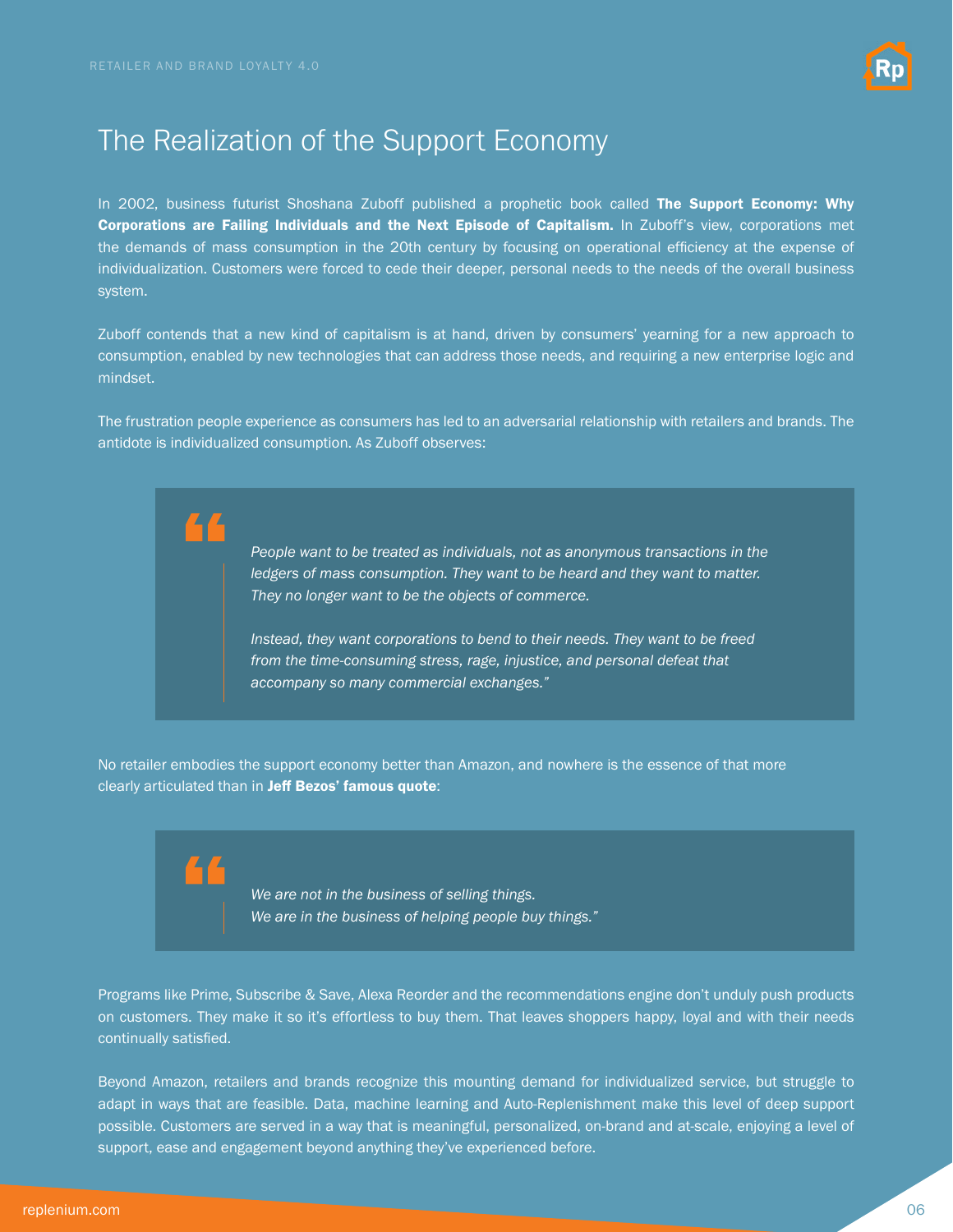# The Realization of the Support Economy

In 2002, business futurist Shoshana Zuboff published a prophetic book called **The Support Economy: Why Corporations are Failing Individuals and the Next Episode of Capitalism.** In Zuboff's view, corporations met the demands of mass consumption in the 20th century by focusing on operational efficiency at the expense of individualization. Customers were forced to cede their deeper, personal needs to the needs of the overall business system.

Zuboff contends that a new kind of capitalism is at hand, driven by consumers' yearning for a new approach to consumption, enabled by new technologies that can address those needs, and requiring a new enterprise logic and mindset.

The frustration people experience as consumers has led to an adversarial relationship with retailers and brands. The antidote is individualized consumption. As Zuboff observes:

> *People want to be treated as individuals, not as anonymous transactions in the ledgers of mass consumption. They want to be heard and they want to matter. They no longer want to be the objects of commerce.*
>
> *Instead, they want corporations to bend to their needs. They want to be freed from the time-consuming stress, rage, injustice, and personal defeat that accompany so many commercial exchanges."*

No retailer embodies the support economy better than Amazon, and nowhere is the essence of that more clearly articulated than in **Jeff Bezos' famous quote**:

> *We are not in the business of selling things.*
> *We are in the business of helping people buy things."*

Programs like Prime, Subscribe & Save, Alexa Reorder and the recommendations engine don't unduly push products on customers. They make it so it's effortless to buy them. That leaves shoppers happy, loyal and with their needs continually satisfied.

Beyond Amazon, retailers and brands recognize this mounting demand for individualized service, but struggle to adapt in ways that are feasible. Data, machine learning and Auto-Replenishment make this level of deep support possible. Customers are served in a way that is meaningful, personalized, on-brand and at-scale, enjoying a level of support, ease and engagement beyond anything they've experienced before.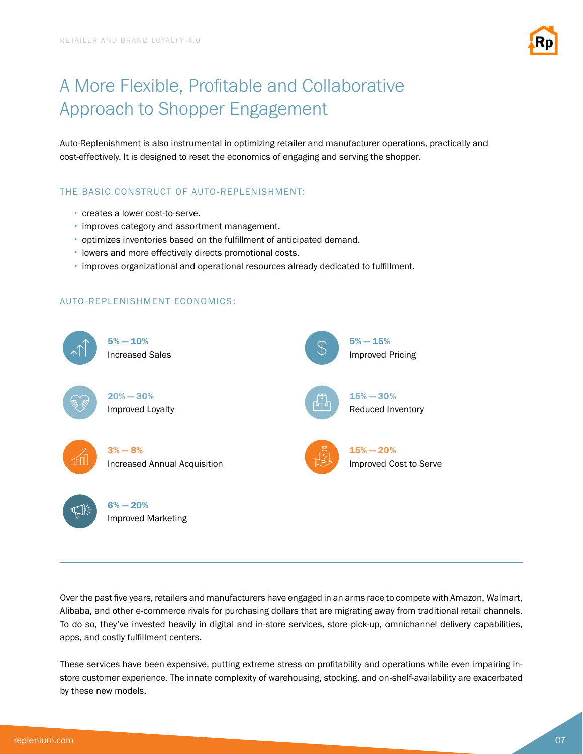# A More Flexible, Profitable and Collaborative Approach to Shopper Engagement

Auto-Replenishment is also instrumental in optimizing retailer and manufacturer operations, practically and cost-effectively. It is designed to reset the economics of engaging and serving the shopper.

### THE BASIC CONSTRUCT OF AUTO-REPLENISHMENT:

- creates a lower cost-to-serve.
- improves category and assortment management.
- optimizes inventories based on the fulfillment of anticipated demand.
- lowers and more effectively directs promotional costs.
- improves organizational and operational resources already dedicated to fulfillment.

### AUTO-REPLENISHMENT ECONOMICS:

**5% — 10%**
Increased Sales

**20% — 30%**
Improved Loyalty

**3% — 8%**
Increased Annual Acquisition

**6% — 20%**
Improved Marketing

**5% — 15%**
Improved Pricing

**15% — 30%**
Reduced Inventory

**15% — 20%**
Improved Cost to Serve

---

Over the past five years, retailers and manufacturers have engaged in an arms race to compete with Amazon, Walmart, Alibaba, and other e-commerce rivals for purchasing dollars that are migrating away from traditional retail channels. To do so, they've invested heavily in digital and in-store services, store pick-up, omnichannel delivery capabilities, apps, and costly fulfillment centers.

These services have been expensive, putting extreme stress on profitability and operations while even impairing in-store customer experience. The innate complexity of warehousing, stocking, and on-shelf-availability are exacerbated by these new models.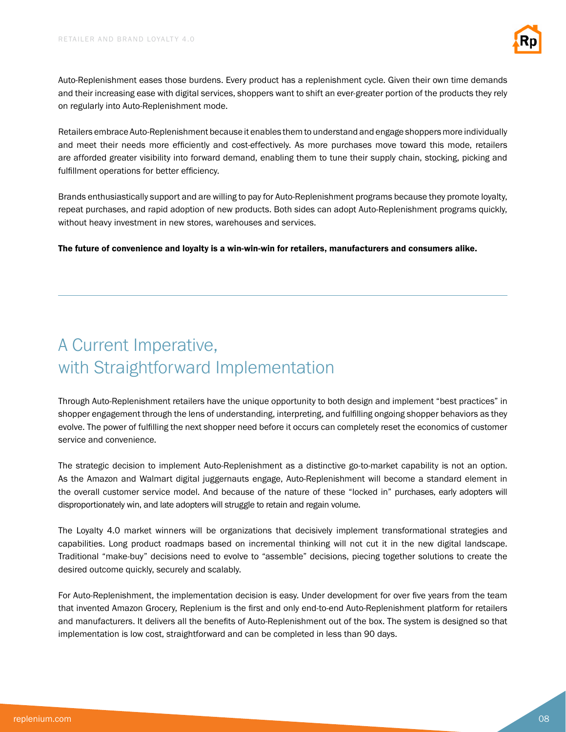Auto-Replenishment eases those burdens. Every product has a replenishment cycle. Given their own time demands and their increasing ease with digital services, shoppers want to shift an ever-greater portion of the products they rely on regularly into Auto-Replenishment mode.

Retailers embrace Auto-Replenishment because it enables them to understand and engage shoppers more individually and meet their needs more efficiently and cost-effectively. As more purchases move toward this mode, retailers are afforded greater visibility into forward demand, enabling them to tune their supply chain, stocking, picking and fulfillment operations for better efficiency.

Brands enthusiastically support and are willing to pay for Auto-Replenishment programs because they promote loyalty, repeat purchases, and rapid adoption of new products. Both sides can adopt Auto-Replenishment programs quickly, without heavy investment in new stores, warehouses and services.

**The future of convenience and loyalty is a win-win-win for retailers, manufacturers and consumers alike.**

---

## A Current Imperative, with Straightforward Implementation

Through Auto-Replenishment retailers have the unique opportunity to both design and implement "best practices" in shopper engagement through the lens of understanding, interpreting, and fulfilling ongoing shopper behaviors as they evolve. The power of fulfilling the next shopper need before it occurs can completely reset the economics of customer service and convenience.

The strategic decision to implement Auto-Replenishment as a distinctive go-to-market capability is not an option. As the Amazon and Walmart digital juggernauts engage, Auto-Replenishment will become a standard element in the overall customer service model. And because of the nature of these "locked in" purchases, early adopters will disproportionately win, and late adopters will struggle to retain and regain volume.

The Loyalty 4.0 market winners will be organizations that decisively implement transformational strategies and capabilities. Long product roadmaps based on incremental thinking will not cut it in the new digital landscape. Traditional "make-buy" decisions need to evolve to "assemble" decisions, piecing together solutions to create the desired outcome quickly, securely and scalably.

For Auto-Replenishment, the implementation decision is easy. Under development for over five years from the team that invented Amazon Grocery, Replenium is the first and only end-to-end Auto-Replenishment platform for retailers and manufacturers. It delivers all the benefits of Auto-Replenishment out of the box. The system is designed so that implementation is low cost, straightforward and can be completed in less than 90 days.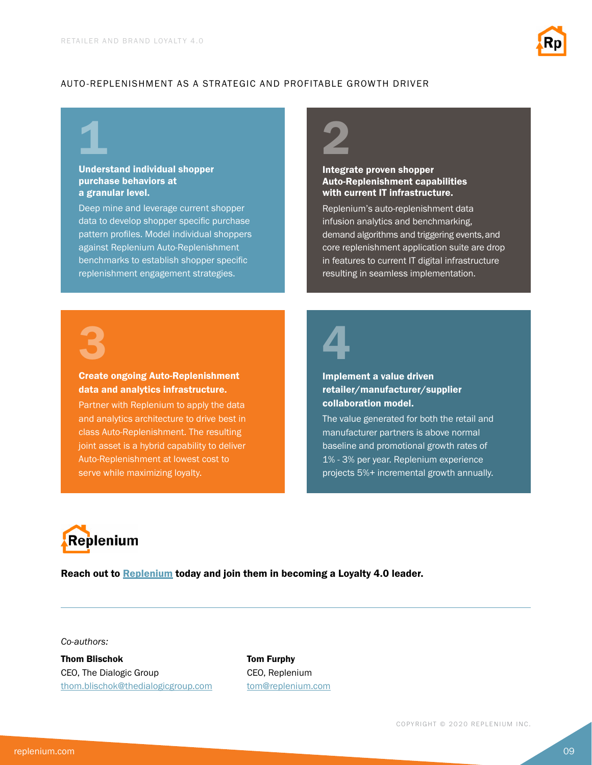## AUTO-REPLENISHMENT AS A STRATEGIC AND PROFITABLE GROWTH DRIVER

### 1

**Understand individual shopper purchase behaviors at a granular level.**

Deep mine and leverage current shopper data to develop shopper specific purchase pattern profiles. Model individual shoppers against Replenium Auto-Replenishment benchmarks to establish shopper specific replenishment engagement strategies.

### 2

**Integrate proven shopper Auto-Replenishment capabilities with current IT infrastructure.**

Replenium's auto-replenishment data infusion analytics and benchmarking, demand algorithms and triggering events, and core replenishment application suite are drop in features to current IT digital infrastructure resulting in seamless implementation.

### 3

**Create ongoing Auto-Replenishment data and analytics infrastructure.**

Partner with Replenium to apply the data and analytics architecture to drive best in class Auto-Replenishment. The resulting joint asset is a hybrid capability to deliver Auto-Replenishment at lowest cost to serve while maximizing loyalty.

### 4

**Implement a value driven retailer/manufacturer/supplier collaboration model.**

The value generated for both the retail and manufacturer partners is above normal baseline and promotional growth rates of 1% - 3% per year. Replenium experience projects 5%+ incremental growth annually.

Replenium

**Reach out to Replenium today and join them in becoming a Loyalty 4.0 leader.**

---

*Co-authors:*

**Thom Blischok**
CEO, The Dialogic Group
thom.blischok@thedialogicgroup.com

**Tom Furphy**
CEO, Replenium
tom@replenium.com

COPYRIGHT © 2020 REPLENIUM INC.

replenium.com